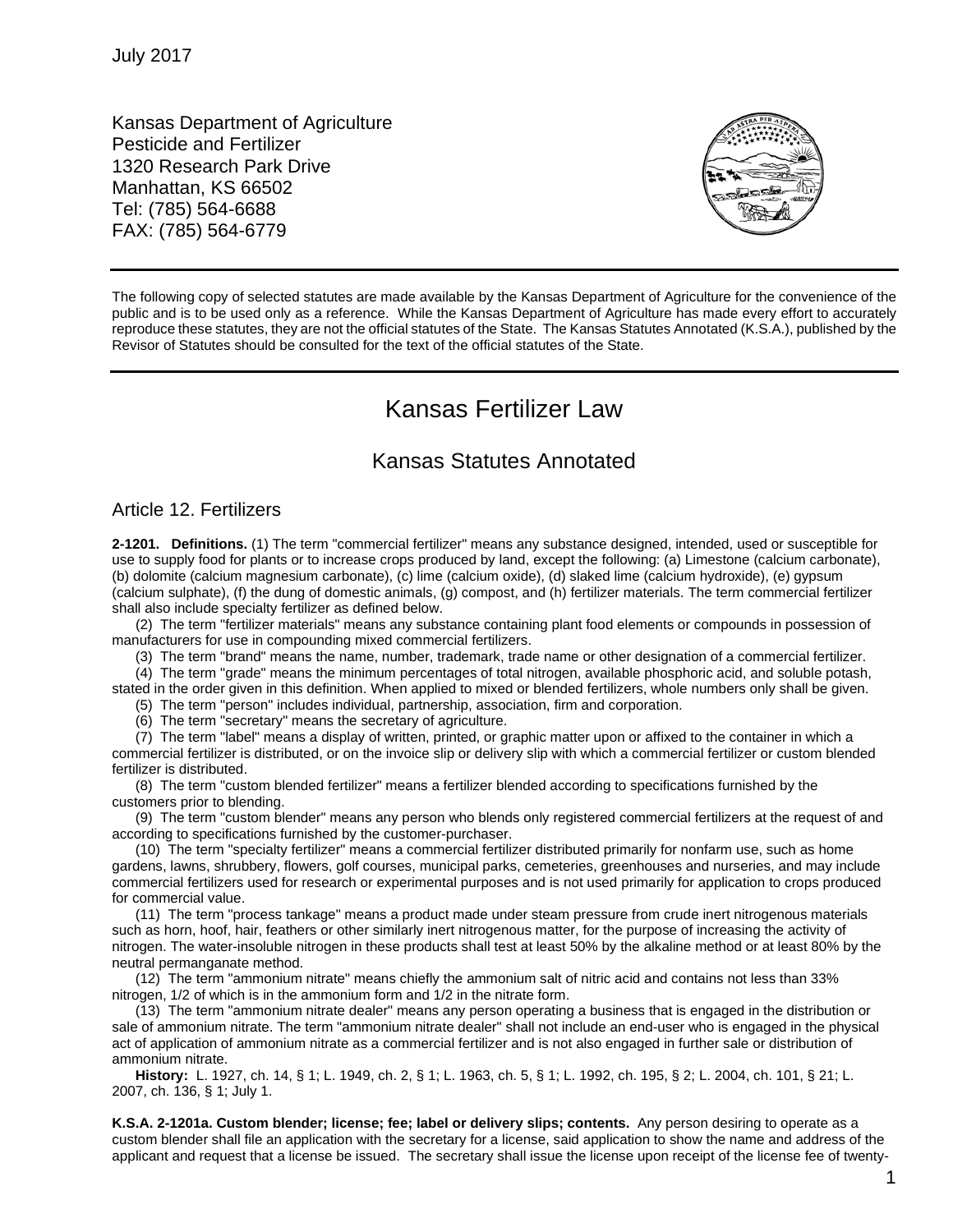July 2017

Kansas Department of Agriculture
Pesticide and Fertilizer
1320 Research Park Drive
Manhattan, KS 66502
Tel: (785) 564-6688
FAX: (785) 564-6779

---

The following copy of selected statutes are made available by the Kansas Department of Agriculture for the convenience of the public and is to be used only as a reference. While the Kansas Department of Agriculture has made every effort to accurately reproduce these statutes, they are not the official statutes of the State. The Kansas Statutes Annotated (K.S.A.), published by the Revisor of Statutes should be consulted for the text of the official statutes of the State.

---

# Kansas Fertilizer Law

## Kansas Statutes Annotated

### Article 12. Fertilizers

**2-1201. Definitions.** (1) The term "commercial fertilizer" means any substance designed, intended, used or susceptible for use to supply food for plants or to increase crops produced by land, except the following: (a) Limestone (calcium carbonate), (b) dolomite (calcium magnesium carbonate), (c) lime (calcium oxide), (d) slaked lime (calcium hydroxide), (e) gypsum (calcium sulphate), (f) the dung of domestic animals, (g) compost, and (h) fertilizer materials. The term commercial fertilizer shall also include specialty fertilizer as defined below.

(2) The term "fertilizer materials" means any substance containing plant food elements or compounds in possession of manufacturers for use in compounding mixed commercial fertilizers.

(3) The term "brand" means the name, number, trademark, trade name or other designation of a commercial fertilizer.

(4) The term "grade" means the minimum percentages of total nitrogen, available phosphoric acid, and soluble potash, stated in the order given in this definition. When applied to mixed or blended fertilizers, whole numbers only shall be given.

(5) The term "person" includes individual, partnership, association, firm and corporation.

(6) The term "secretary" means the secretary of agriculture.

(7) The term "label" means a display of written, printed, or graphic matter upon or affixed to the container in which a commercial fertilizer is distributed, or on the invoice slip or delivery slip with which a commercial fertilizer or custom blended fertilizer is distributed.

(8) The term "custom blended fertilizer" means a fertilizer blended according to specifications furnished by the customers prior to blending.

(9) The term "custom blender" means any person who blends only registered commercial fertilizers at the request of and according to specifications furnished by the customer-purchaser.

(10) The term "specialty fertilizer" means a commercial fertilizer distributed primarily for nonfarm use, such as home gardens, lawns, shrubbery, flowers, golf courses, municipal parks, cemeteries, greenhouses and nurseries, and may include commercial fertilizers used for research or experimental purposes and is not used primarily for application to crops produced for commercial value.

(11) The term "process tankage" means a product made under steam pressure from crude inert nitrogenous materials such as horn, hoof, hair, feathers or other similarly inert nitrogenous matter, for the purpose of increasing the activity of nitrogen. The water-insoluble nitrogen in these products shall test at least 50% by the alkaline method or at least 80% by the neutral permanganate method.

(12) The term "ammonium nitrate" means chiefly the ammonium salt of nitric acid and contains not less than 33% nitrogen, 1/2 of which is in the ammonium form and 1/2 in the nitrate form.

(13) The term "ammonium nitrate dealer" means any person operating a business that is engaged in the distribution or sale of ammonium nitrate. The term "ammonium nitrate dealer" shall not include an end-user who is engaged in the physical act of application of ammonium nitrate as a commercial fertilizer and is not also engaged in further sale or distribution of ammonium nitrate.

**History:** L. 1927, ch. 14, § 1; L. 1949, ch. 2, § 1; L. 1963, ch. 5, § 1; L. 1992, ch. 195, § 2; L. 2004, ch. 101, § 21; L. 2007, ch. 136, § 1; July 1.

**K.S.A. 2-1201a. Custom blender; license; fee; label or delivery slips; contents.** Any person desiring to operate as a custom blender shall file an application with the secretary for a license, said application to show the name and address of the applicant and request that a license be issued. The secretary shall issue the license upon receipt of the license fee of twenty-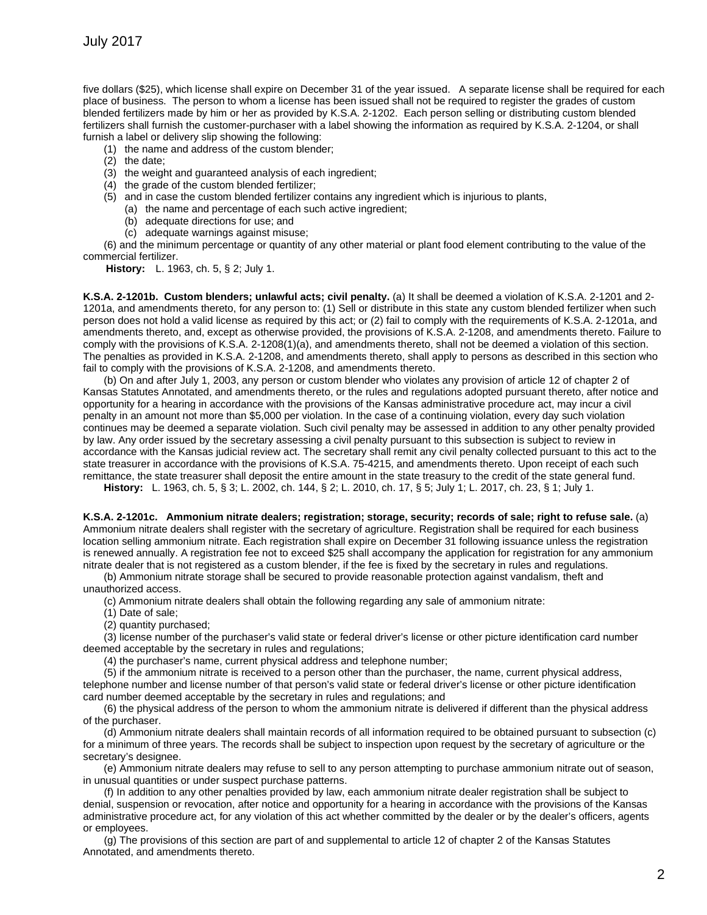five dollars ($25), which license shall expire on December 31 of the year issued. A separate license shall be required for each place of business. The person to whom a license has been issued shall not be required to register the grades of custom blended fertilizers made by him or her as provided by K.S.A. 2-1202. Each person selling or distributing custom blended fertilizers shall furnish the customer-purchaser with a label showing the information as required by K.S.A. 2-1204, or shall furnish a label or delivery slip showing the following:

(1) the name and address of the custom blender;
(2) the date;
(3) the weight and guaranteed analysis of each ingredient;
(4) the grade of the custom blended fertilizer;
(5) and in case the custom blended fertilizer contains any ingredient which is injurious to plants,
  (a) the name and percentage of each such active ingredient;
  (b) adequate directions for use; and
  (c) adequate warnings against misuse;

(6) and the minimum percentage or quantity of any other material or plant food element contributing to the value of the commercial fertilizer.

**History:** L. 1963, ch. 5, § 2; July 1.

**K.S.A. 2-1201b. Custom blenders; unlawful acts; civil penalty.** (a) It shall be deemed a violation of K.S.A. 2-1201 and 2-1201a, and amendments thereto, for any person to: (1) Sell or distribute in this state any custom blended fertilizer when such person does not hold a valid license as required by this act; or (2) fail to comply with the requirements of K.S.A. 2-1201a, and amendments thereto, and, except as otherwise provided, the provisions of K.S.A. 2-1208, and amendments thereto. Failure to comply with the provisions of K.S.A. 2-1208(1)(a), and amendments thereto, shall not be deemed a violation of this section. The penalties as provided in K.S.A. 2-1208, and amendments thereto, shall apply to persons as described in this section who fail to comply with the provisions of K.S.A. 2-1208, and amendments thereto.

(b) On and after July 1, 2003, any person or custom blender who violates any provision of article 12 of chapter 2 of Kansas Statutes Annotated, and amendments thereto, or the rules and regulations adopted pursuant thereto, after notice and opportunity for a hearing in accordance with the provisions of the Kansas administrative procedure act, may incur a civil penalty in an amount not more than $5,000 per violation. In the case of a continuing violation, every day such violation continues may be deemed a separate violation. Such civil penalty may be assessed in addition to any other penalty provided by law. Any order issued by the secretary assessing a civil penalty pursuant to this subsection is subject to review in accordance with the Kansas judicial review act. The secretary shall remit any civil penalty collected pursuant to this act to the state treasurer in accordance with the provisions of K.S.A. 75-4215, and amendments thereto. Upon receipt of each such remittance, the state treasurer shall deposit the entire amount in the state treasury to the credit of the state general fund.

**History:** L. 1963, ch. 5, § 3; L. 2002, ch. 144, § 2; L. 2010, ch. 17, § 5; July 1; L. 2017, ch. 23, § 1; July 1.

**K.S.A. 2-1201c. Ammonium nitrate dealers; registration; storage, security; records of sale; right to refuse sale.** (a) Ammonium nitrate dealers shall register with the secretary of agriculture. Registration shall be required for each business location selling ammonium nitrate. Each registration shall expire on December 31 following issuance unless the registration is renewed annually. A registration fee not to exceed $25 shall accompany the application for registration for any ammonium nitrate dealer that is not registered as a custom blender, if the fee is fixed by the secretary in rules and regulations.

(b) Ammonium nitrate storage shall be secured to provide reasonable protection against vandalism, theft and unauthorized access.

(c) Ammonium nitrate dealers shall obtain the following regarding any sale of ammonium nitrate:

(1) Date of sale;

(2) quantity purchased;

(3) license number of the purchaser's valid state or federal driver's license or other picture identification card number deemed acceptable by the secretary in rules and regulations;

(4) the purchaser's name, current physical address and telephone number;

(5) if the ammonium nitrate is received to a person other than the purchaser, the name, current physical address, telephone number and license number of that person's valid state or federal driver's license or other picture identification card number deemed acceptable by the secretary in rules and regulations; and

(6) the physical address of the person to whom the ammonium nitrate is delivered if different than the physical address of the purchaser.

(d) Ammonium nitrate dealers shall maintain records of all information required to be obtained pursuant to subsection (c) for a minimum of three years. The records shall be subject to inspection upon request by the secretary of agriculture or the secretary's designee.

(e) Ammonium nitrate dealers may refuse to sell to any person attempting to purchase ammonium nitrate out of season, in unusual quantities or under suspect purchase patterns.

(f) In addition to any other penalties provided by law, each ammonium nitrate dealer registration shall be subject to denial, suspension or revocation, after notice and opportunity for a hearing in accordance with the provisions of the Kansas administrative procedure act, for any violation of this act whether committed by the dealer or by the dealer's officers, agents or employees.

(g) The provisions of this section are part of and supplemental to article 12 of chapter 2 of the Kansas Statutes Annotated, and amendments thereto.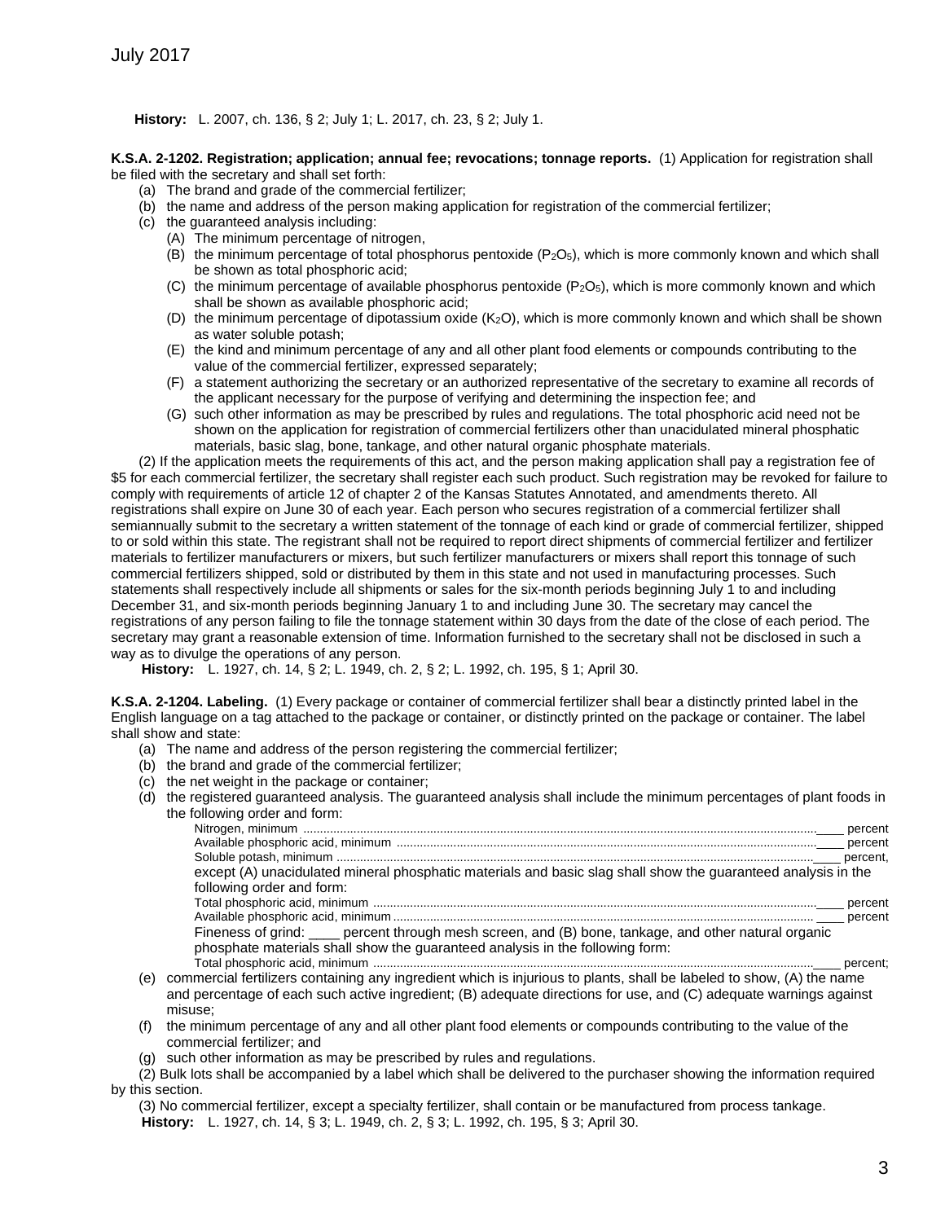**History:** L. 2007, ch. 136, § 2; July 1; L. 2017, ch. 23, § 2; July 1.

**K.S.A. 2-1202. Registration; application; annual fee; revocations; tonnage reports.** (1) Application for registration shall be filed with the secretary and shall set forth:

- (a) The brand and grade of the commercial fertilizer;
- (b) the name and address of the person making application for registration of the commercial fertilizer;
- (c) the guaranteed analysis including:
  - (A) The minimum percentage of nitrogen,
  - (B) the minimum percentage of total phosphorus pentoxide ($P_2O_5$), which is more commonly known and which shall be shown as total phosphoric acid;
  - (C) the minimum percentage of available phosphorus pentoxide ($P_2O_5$), which is more commonly known and which shall be shown as available phosphoric acid;
  - (D) the minimum percentage of dipotassium oxide ($K_2O$), which is more commonly known and which shall be shown as water soluble potash;
  - (E) the kind and minimum percentage of any and all other plant food elements or compounds contributing to the value of the commercial fertilizer, expressed separately;
  - (F) a statement authorizing the secretary or an authorized representative of the secretary to examine all records of the applicant necessary for the purpose of verifying and determining the inspection fee; and
  - (G) such other information as may be prescribed by rules and regulations. The total phosphoric acid need not be shown on the application for registration of commercial fertilizers other than unacidulated mineral phosphatic materials, basic slag, bone, tankage, and other natural organic phosphate materials.

(2) If the application meets the requirements of this act, and the person making application shall pay a registration fee of $5 for each commercial fertilizer, the secretary shall register each such product. Such registration may be revoked for failure to comply with requirements of article 12 of chapter 2 of the Kansas Statutes Annotated, and amendments thereto. All registrations shall expire on June 30 of each year. Each person who secures registration of a commercial fertilizer shall semiannually submit to the secretary a written statement of the tonnage of each kind or grade of commercial fertilizer, shipped to or sold within this state. The registrant shall not be required to report direct shipments of commercial fertilizer and fertilizer materials to fertilizer manufacturers or mixers, but such fertilizer manufacturers or mixers shall report this tonnage of such commercial fertilizers shipped, sold or distributed by them in this state and not used in manufacturing processes. Such statements shall respectively include all shipments or sales for the six-month periods beginning July 1 to and including December 31, and six-month periods beginning January 1 to and including June 30. The secretary may cancel the registrations of any person failing to file the tonnage statement within 30 days from the date of the close of each period. The secretary may grant a reasonable extension of time. Information furnished to the secretary shall not be disclosed in such a way as to divulge the operations of any person.

**History:** L. 1927, ch. 14, § 2; L. 1949, ch. 2, § 2; L. 1992, ch. 195, § 1; April 30.

**K.S.A. 2-1204. Labeling.** (1) Every package or container of commercial fertilizer shall bear a distinctly printed label in the English language on a tag attached to the package or container, or distinctly printed on the package or container. The label shall show and state:

- (a) The name and address of the person registering the commercial fertilizer;
- (b) the brand and grade of the commercial fertilizer;
- (c) the net weight in the package or container;
- (d) the registered guaranteed analysis. The guaranteed analysis shall include the minimum percentages of plant foods in the following order and form:

  Nitrogen, minimum .................................................... ____ percent
  Available phosphoric acid, minimum .................................................... ____ percent
  Soluble potash, minimum .................................................... ____ percent,

  except (A) unacidulated mineral phosphatic materials and basic slag shall show the guaranteed analysis in the following order and form:

  Total phosphoric acid, minimum .................................................... ____ percent
  Available phosphoric acid, minimum .................................................... ____ percent
  Fineness of grind: ____ percent through mesh screen, and (B) bone, tankage, and other natural organic phosphate materials shall show the guaranteed analysis in the following form:

  Total phosphoric acid, minimum .................................................... ____ percent;
- (e) commercial fertilizers containing any ingredient which is injurious to plants, shall be labeled to show, (A) the name and percentage of each such active ingredient; (B) adequate directions for use, and (C) adequate warnings against misuse;
- (f) the minimum percentage of any and all other plant food elements or compounds contributing to the value of the commercial fertilizer; and
- (g) such other information as may be prescribed by rules and regulations.

(2) Bulk lots shall be accompanied by a label which shall be delivered to the purchaser showing the information required by this section.

(3) No commercial fertilizer, except a specialty fertilizer, shall contain or be manufactured from process tankage.

**History:** L. 1927, ch. 14, § 3; L. 1949, ch. 2, § 3; L. 1992, ch. 195, § 3; April 30.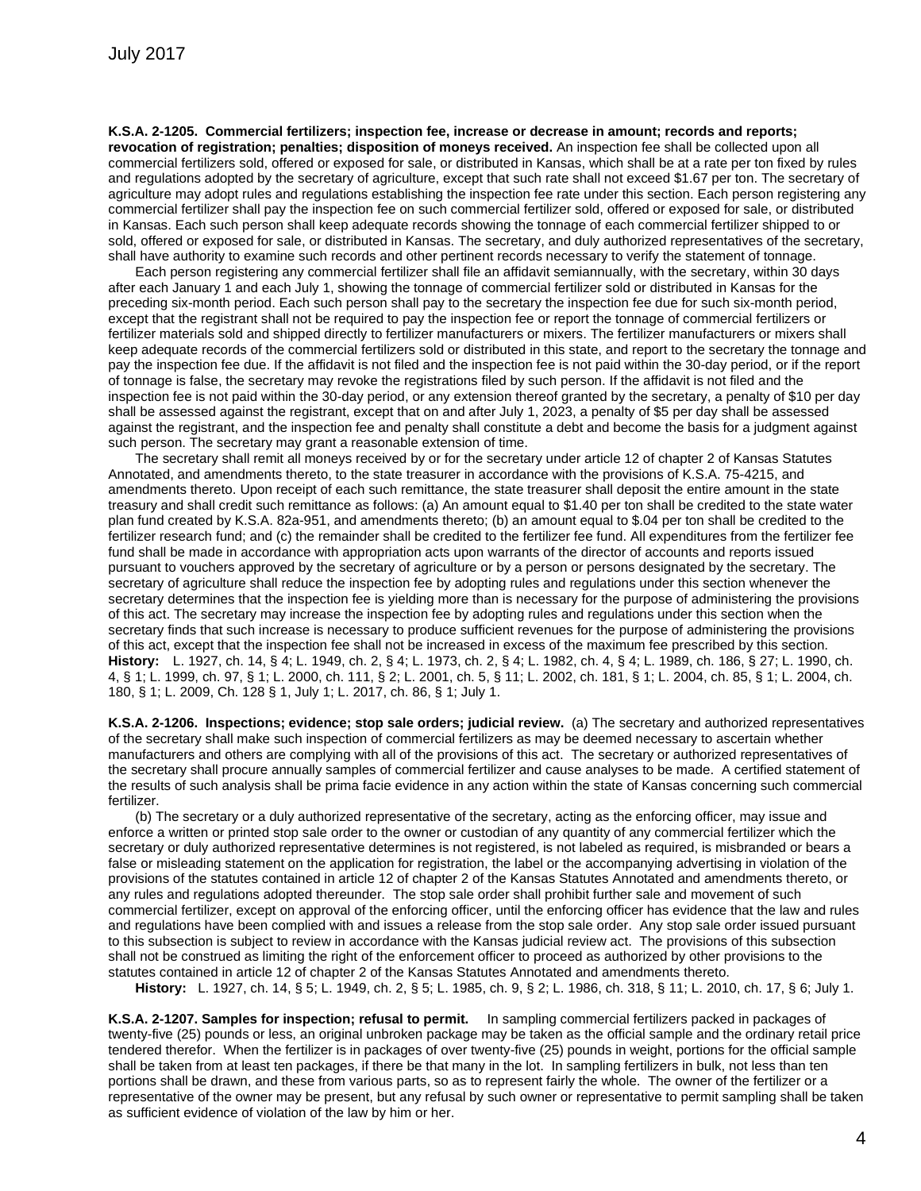July 2017

**K.S.A. 2-1205. Commercial fertilizers; inspection fee, increase or decrease in amount; records and reports; revocation of registration; penalties; disposition of moneys received.** An inspection fee shall be collected upon all commercial fertilizers sold, offered or exposed for sale, or distributed in Kansas, which shall be at a rate per ton fixed by rules and regulations adopted by the secretary of agriculture, except that such rate shall not exceed $1.67 per ton. The secretary of agriculture may adopt rules and regulations establishing the inspection fee rate under this section. Each person registering any commercial fertilizer shall pay the inspection fee on such commercial fertilizer sold, offered or exposed for sale, or distributed in Kansas. Each such person shall keep adequate records showing the tonnage of each commercial fertilizer shipped to or sold, offered or exposed for sale, or distributed in Kansas. The secretary, and duly authorized representatives of the secretary, shall have authority to examine such records and other pertinent records necessary to verify the statement of tonnage.

Each person registering any commercial fertilizer shall file an affidavit semiannually, with the secretary, within 30 days after each January 1 and each July 1, showing the tonnage of commercial fertilizer sold or distributed in Kansas for the preceding six-month period. Each such person shall pay to the secretary the inspection fee due for such six-month period, except that the registrant shall not be required to pay the inspection fee or report the tonnage of commercial fertilizers or fertilizer materials sold and shipped directly to fertilizer manufacturers or mixers. The fertilizer manufacturers or mixers shall keep adequate records of the commercial fertilizers sold or distributed in this state, and report to the secretary the tonnage and pay the inspection fee due. If the affidavit is not filed and the inspection fee is not paid within the 30-day period, or if the report of tonnage is false, the secretary may revoke the registrations filed by such person. If the affidavit is not filed and the inspection fee is not paid within the 30-day period, or any extension thereof granted by the secretary, a penalty of $10 per day shall be assessed against the registrant, except that on and after July 1, 2023, a penalty of $5 per day shall be assessed against the registrant, and the inspection fee and penalty shall constitute a debt and become the basis for a judgment against such person. The secretary may grant a reasonable extension of time.

The secretary shall remit all moneys received by or for the secretary under article 12 of chapter 2 of Kansas Statutes Annotated, and amendments thereto, to the state treasurer in accordance with the provisions of K.S.A. 75-4215, and amendments thereto. Upon receipt of each such remittance, the state treasurer shall deposit the entire amount in the state treasury and shall credit such remittance as follows: (a) An amount equal to $1.40 per ton shall be credited to the state water plan fund created by K.S.A. 82a-951, and amendments thereto; (b) an amount equal to $.04 per ton shall be credited to the fertilizer research fund; and (c) the remainder shall be credited to the fertilizer fee fund. All expenditures from the fertilizer fee fund shall be made in accordance with appropriation acts upon warrants of the director of accounts and reports issued pursuant to vouchers approved by the secretary of agriculture or by a person or persons designated by the secretary. The secretary of agriculture shall reduce the inspection fee by adopting rules and regulations under this section whenever the secretary determines that the inspection fee is yielding more than is necessary for the purpose of administering the provisions of this act. The secretary may increase the inspection fee by adopting rules and regulations under this section when the secretary finds that such increase is necessary to produce sufficient revenues for the purpose of administering the provisions of this act, except that the inspection fee shall not be increased in excess of the maximum fee prescribed by this section.
**History:** L. 1927, ch. 14, § 4; L. 1949, ch. 2, § 4; L. 1973, ch. 2, § 4; L. 1982, ch. 4, § 4; L. 1989, ch. 186, § 27; L. 1990, ch. 4, § 1; L. 1999, ch. 97, § 1; L. 2000, ch. 111, § 2; L. 2001, ch. 5, § 11; L. 2002, ch. 181, § 1; L. 2004, ch. 85, § 1; L. 2004, ch. 180, § 1; L. 2009, Ch. 128 § 1, July 1; L. 2017, ch. 86, § 1; July 1.

**K.S.A. 2-1206. Inspections; evidence; stop sale orders; judicial review.** (a) The secretary and authorized representatives of the secretary shall make such inspection of commercial fertilizers as may be deemed necessary to ascertain whether manufacturers and others are complying with all of the provisions of this act. The secretary or authorized representatives of the secretary shall procure annually samples of commercial fertilizer and cause analyses to be made. A certified statement of the results of such analysis shall be prima facie evidence in any action within the state of Kansas concerning such commercial fertilizer.

(b) The secretary or a duly authorized representative of the secretary, acting as the enforcing officer, may issue and enforce a written or printed stop sale order to the owner or custodian of any quantity of any commercial fertilizer which the secretary or duly authorized representative determines is not registered, is not labeled as required, is misbranded or bears a false or misleading statement on the application for registration, the label or the accompanying advertising in violation of the provisions of the statutes contained in article 12 of chapter 2 of the Kansas Statutes Annotated and amendments thereto, or any rules and regulations adopted thereunder. The stop sale order shall prohibit further sale and movement of such commercial fertilizer, except on approval of the enforcing officer, until the enforcing officer has evidence that the law and rules and regulations have been complied with and issues a release from the stop sale order. Any stop sale order issued pursuant to this subsection is subject to review in accordance with the Kansas judicial review act. The provisions of this subsection shall not be construed as limiting the right of the enforcement officer to proceed as authorized by other provisions to the statutes contained in article 12 of chapter 2 of the Kansas Statutes Annotated and amendments thereto.

**History:** L. 1927, ch. 14, § 5; L. 1949, ch. 2, § 5; L. 1985, ch. 9, § 2; L. 1986, ch. 318, § 11; L. 2010, ch. 17, § 6; July 1.

**K.S.A. 2-1207. Samples for inspection; refusal to permit.** In sampling commercial fertilizers packed in packages of twenty-five (25) pounds or less, an original unbroken package may be taken as the official sample and the ordinary retail price tendered therefor. When the fertilizer is in packages of over twenty-five (25) pounds in weight, portions for the official sample shall be taken from at least ten packages, if there be that many in the lot. In sampling fertilizers in bulk, not less than ten portions shall be drawn, and these from various parts, so as to represent fairly the whole. The owner of the fertilizer or a representative of the owner may be present, but any refusal by such owner or representative to permit sampling shall be taken as sufficient evidence of violation of the law by him or her.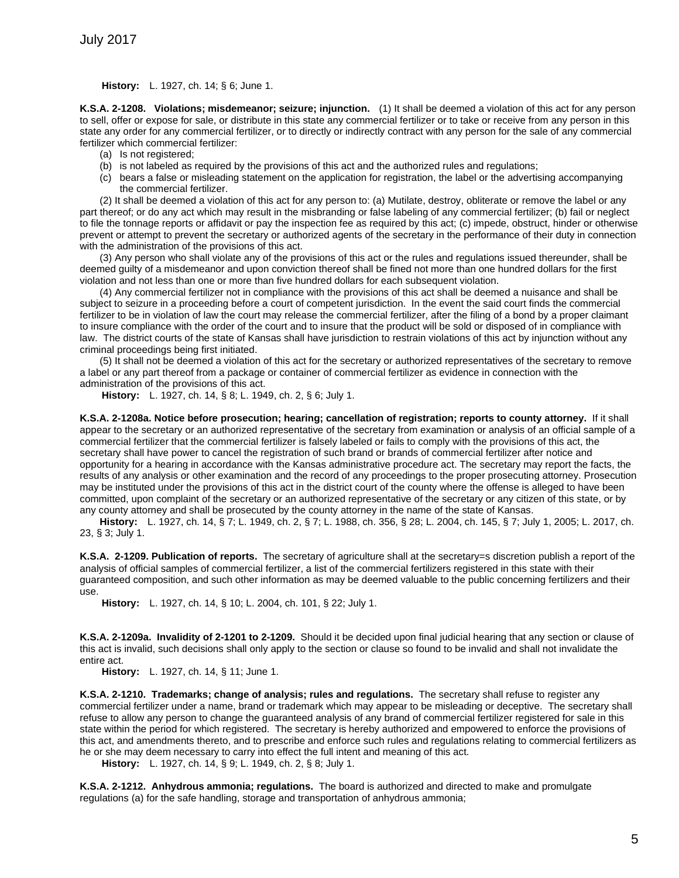**History:** L. 1927, ch. 14; § 6; June 1.

**K.S.A. 2-1208. Violations; misdemeanor; seizure; injunction.** (1) It shall be deemed a violation of this act for any person to sell, offer or expose for sale, or distribute in this state any commercial fertilizer or to take or receive from any person in this state any order for any commercial fertilizer, or to directly or indirectly contract with any person for the sale of any commercial fertilizer which commercial fertilizer:

(a) Is not registered;

(b) is not labeled as required by the provisions of this act and the authorized rules and regulations;

(c) bears a false or misleading statement on the application for registration, the label or the advertising accompanying the commercial fertilizer.

(2) It shall be deemed a violation of this act for any person to: (a) Mutilate, destroy, obliterate or remove the label or any part thereof; or do any act which may result in the misbranding or false labeling of any commercial fertilizer; (b) fail or neglect to file the tonnage reports or affidavit or pay the inspection fee as required by this act; (c) impede, obstruct, hinder or otherwise prevent or attempt to prevent the secretary or authorized agents of the secretary in the performance of their duty in connection with the administration of the provisions of this act.

(3) Any person who shall violate any of the provisions of this act or the rules and regulations issued thereunder, shall be deemed guilty of a misdemeanor and upon conviction thereof shall be fined not more than one hundred dollars for the first violation and not less than one or more than five hundred dollars for each subsequent violation.

(4) Any commercial fertilizer not in compliance with the provisions of this act shall be deemed a nuisance and shall be subject to seizure in a proceeding before a court of competent jurisdiction. In the event the said court finds the commercial fertilizer to be in violation of law the court may release the commercial fertilizer, after the filing of a bond by a proper claimant to insure compliance with the order of the court and to insure that the product will be sold or disposed of in compliance with law. The district courts of the state of Kansas shall have jurisdiction to restrain violations of this act by injunction without any criminal proceedings being first initiated.

(5) It shall not be deemed a violation of this act for the secretary or authorized representatives of the secretary to remove a label or any part thereof from a package or container of commercial fertilizer as evidence in connection with the administration of the provisions of this act.

**History:** L. 1927, ch. 14, § 8; L. 1949, ch. 2, § 6; July 1.

**K.S.A. 2-1208a. Notice before prosecution; hearing; cancellation of registration; reports to county attorney.** If it shall appear to the secretary or an authorized representative of the secretary from examination or analysis of an official sample of a commercial fertilizer that the commercial fertilizer is falsely labeled or fails to comply with the provisions of this act, the secretary shall have power to cancel the registration of such brand or brands of commercial fertilizer after notice and opportunity for a hearing in accordance with the Kansas administrative procedure act. The secretary may report the facts, the results of any analysis or other examination and the record of any proceedings to the proper prosecuting attorney. Prosecution may be instituted under the provisions of this act in the district court of the county where the offense is alleged to have been committed, upon complaint of the secretary or an authorized representative of the secretary or any citizen of this state, or by any county attorney and shall be prosecuted by the county attorney in the name of the state of Kansas.

**History:** L. 1927, ch. 14, § 7; L. 1949, ch. 2, § 7; L. 1988, ch. 356, § 28; L. 2004, ch. 145, § 7; July 1, 2005; L. 2017, ch. 23, § 3; July 1.

**K.S.A. 2-1209. Publication of reports.** The secretary of agriculture shall at the secretary=s discretion publish a report of the analysis of official samples of commercial fertilizer, a list of the commercial fertilizers registered in this state with their guaranteed composition, and such other information as may be deemed valuable to the public concerning fertilizers and their use.

**History:** L. 1927, ch. 14, § 10; L. 2004, ch. 101, § 22; July 1.

**K.S.A. 2-1209a. Invalidity of 2-1201 to 2-1209.** Should it be decided upon final judicial hearing that any section or clause of this act is invalid, such decisions shall only apply to the section or clause so found to be invalid and shall not invalidate the entire act.

**History:** L. 1927, ch. 14, § 11; June 1.

**K.S.A. 2-1210. Trademarks; change of analysis; rules and regulations.** The secretary shall refuse to register any commercial fertilizer under a name, brand or trademark which may appear to be misleading or deceptive. The secretary shall refuse to allow any person to change the guaranteed analysis of any brand of commercial fertilizer registered for sale in this state within the period for which registered. The secretary is hereby authorized and empowered to enforce the provisions of this act, and amendments thereto, and to prescribe and enforce such rules and regulations relating to commercial fertilizers as he or she may deem necessary to carry into effect the full intent and meaning of this act.

**History:** L. 1927, ch. 14, § 9; L. 1949, ch. 2, § 8; July 1.

**K.S.A. 2-1212. Anhydrous ammonia; regulations.** The board is authorized and directed to make and promulgate regulations (a) for the safe handling, storage and transportation of anhydrous ammonia;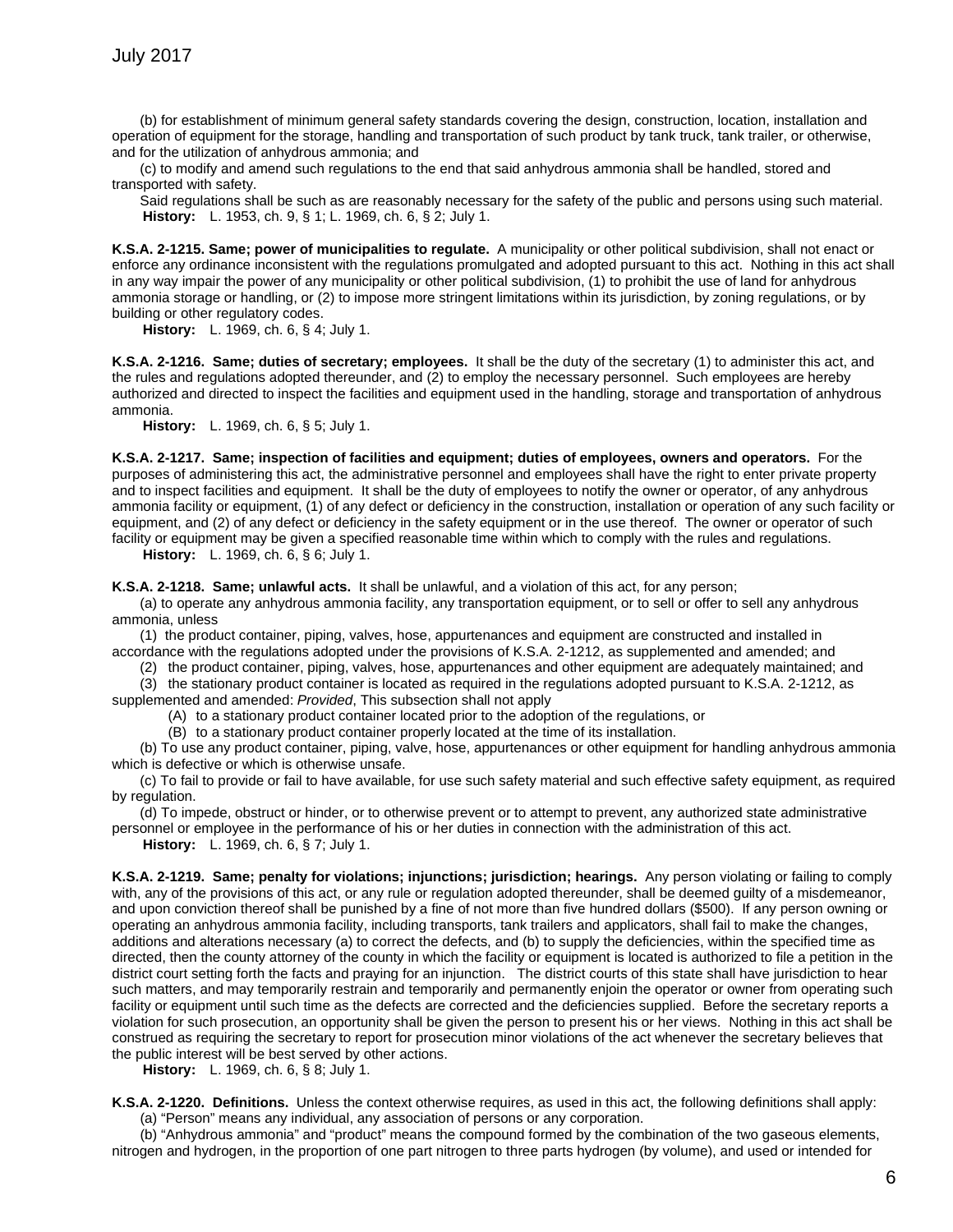(b) for establishment of minimum general safety standards covering the design, construction, location, installation and operation of equipment for the storage, handling and transportation of such product by tank truck, tank trailer, or otherwise, and for the utilization of anhydrous ammonia; and

(c) to modify and amend such regulations to the end that said anhydrous ammonia shall be handled, stored and transported with safety.

Said regulations shall be such as are reasonably necessary for the safety of the public and persons using such material.

**History:** L. 1953, ch. 9, § 1; L. 1969, ch. 6, § 2; July 1.

**K.S.A. 2-1215. Same; power of municipalities to regulate.** A municipality or other political subdivision, shall not enact or enforce any ordinance inconsistent with the regulations promulgated and adopted pursuant to this act. Nothing in this act shall in any way impair the power of any municipality or other political subdivision, (1) to prohibit the use of land for anhydrous ammonia storage or handling, or (2) to impose more stringent limitations within its jurisdiction, by zoning regulations, or by building or other regulatory codes.

**History:** L. 1969, ch. 6, § 4; July 1.

**K.S.A. 2-1216. Same; duties of secretary; employees.** It shall be the duty of the secretary (1) to administer this act, and the rules and regulations adopted thereunder, and (2) to employ the necessary personnel. Such employees are hereby authorized and directed to inspect the facilities and equipment used in the handling, storage and transportation of anhydrous ammonia.

**History:** L. 1969, ch. 6, § 5; July 1.

**K.S.A. 2-1217. Same; inspection of facilities and equipment; duties of employees, owners and operators.** For the purposes of administering this act, the administrative personnel and employees shall have the right to enter private property and to inspect facilities and equipment. It shall be the duty of employees to notify the owner or operator, of any anhydrous ammonia facility or equipment, (1) of any defect or deficiency in the construction, installation or operation of any such facility or equipment, and (2) of any defect or deficiency in the safety equipment or in the use thereof. The owner or operator of such facility or equipment may be given a specified reasonable time within which to comply with the rules and regulations.

**History:** L. 1969, ch. 6, § 6; July 1.

**K.S.A. 2-1218. Same; unlawful acts.** It shall be unlawful, and a violation of this act, for any person;

(a) to operate any anhydrous ammonia facility, any transportation equipment, or to sell or offer to sell any anhydrous ammonia, unless

(1) the product container, piping, valves, hose, appurtenances and equipment are constructed and installed in accordance with the regulations adopted under the provisions of K.S.A. 2-1212, as supplemented and amended; and

(2) the product container, piping, valves, hose, appurtenances and other equipment are adequately maintained; and

(3) the stationary product container is located as required in the regulations adopted pursuant to K.S.A. 2-1212, as supplemented and amended: *Provided*, This subsection shall not apply

(A) to a stationary product container located prior to the adoption of the regulations, or

(B) to a stationary product container properly located at the time of its installation.

(b) To use any product container, piping, valve, hose, appurtenances or other equipment for handling anhydrous ammonia which is defective or which is otherwise unsafe.

(c) To fail to provide or fail to have available, for use such safety material and such effective safety equipment, as required by regulation.

(d) To impede, obstruct or hinder, or to otherwise prevent or to attempt to prevent, any authorized state administrative personnel or employee in the performance of his or her duties in connection with the administration of this act.

**History:** L. 1969, ch. 6, § 7; July 1.

**K.S.A. 2-1219. Same; penalty for violations; injunctions; jurisdiction; hearings.** Any person violating or failing to comply with, any of the provisions of this act, or any rule or regulation adopted thereunder, shall be deemed guilty of a misdemeanor, and upon conviction thereof shall be punished by a fine of not more than five hundred dollars ($500). If any person owning or operating an anhydrous ammonia facility, including transports, tank trailers and applicators, shall fail to make the changes, additions and alterations necessary (a) to correct the defects, and (b) to supply the deficiencies, within the specified time as directed, then the county attorney of the county in which the facility or equipment is located is authorized to file a petition in the district court setting forth the facts and praying for an injunction. The district courts of this state shall have jurisdiction to hear such matters, and may temporarily restrain and temporarily and permanently enjoin the operator or owner from operating such facility or equipment until such time as the defects are corrected and the deficiencies supplied. Before the secretary reports a violation for such prosecution, an opportunity shall be given the person to present his or her views. Nothing in this act shall be construed as requiring the secretary to report for prosecution minor violations of the act whenever the secretary believes that the public interest will be best served by other actions.

**History:** L. 1969, ch. 6, § 8; July 1.

**K.S.A. 2-1220. Definitions.** Unless the context otherwise requires, as used in this act, the following definitions shall apply:

(a) "Person" means any individual, any association of persons or any corporation.

(b) "Anhydrous ammonia" and "product" means the compound formed by the combination of the two gaseous elements, nitrogen and hydrogen, in the proportion of one part nitrogen to three parts hydrogen (by volume), and used or intended for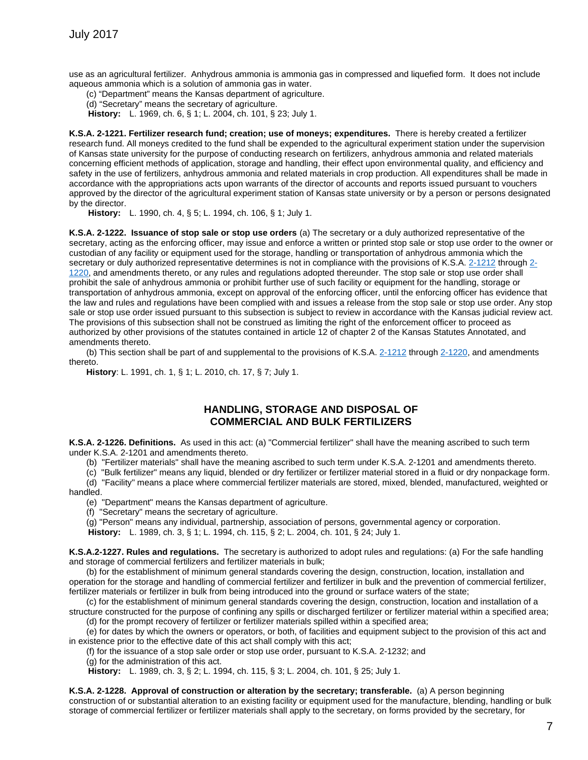use as an agricultural fertilizer. Anhydrous ammonia is ammonia gas in compressed and liquefied form. It does not include aqueous ammonia which is a solution of ammonia gas in water.

(c) "Department" means the Kansas department of agriculture.

(d) "Secretary" means the secretary of agriculture.

**History:** L. 1969, ch. 6, § 1; L. 2004, ch. 101, § 23; July 1.

**K.S.A. 2-1221. Fertilizer research fund; creation; use of moneys; expenditures.** There is hereby created a fertilizer research fund. All moneys credited to the fund shall be expended to the agricultural experiment station under the supervision of Kansas state university for the purpose of conducting research on fertilizers, anhydrous ammonia and related materials concerning efficient methods of application, storage and handling, their effect upon environmental quality, and efficiency and safety in the use of fertilizers, anhydrous ammonia and related materials in crop production. All expenditures shall be made in accordance with the appropriations acts upon warrants of the director of accounts and reports issued pursuant to vouchers approved by the director of the agricultural experiment station of Kansas state university or by a person or persons designated by the director.

**History:** L. 1990, ch. 4, § 5; L. 1994, ch. 106, § 1; July 1.

**K.S.A. 2-1222. Issuance of stop sale or stop use orders** (a) The secretary or a duly authorized representative of the secretary, acting as the enforcing officer, may issue and enforce a written or printed stop sale or stop use order to the owner or custodian of any facility or equipment used for the storage, handling or transportation of anhydrous ammonia which the secretary or duly authorized representative determines is not in compliance with the provisions of K.S.A. 2-1212 through 2-1220, and amendments thereto, or any rules and regulations adopted thereunder. The stop sale or stop use order shall prohibit the sale of anhydrous ammonia or prohibit further use of such facility or equipment for the handling, storage or transportation of anhydrous ammonia, except on approval of the enforcing officer, until the enforcing officer has evidence that the law and rules and regulations have been complied with and issues a release from the stop sale or stop use order. Any stop sale or stop use order issued pursuant to this subsection is subject to review in accordance with the Kansas judicial review act. The provisions of this subsection shall not be construed as limiting the right of the enforcement officer to proceed as authorized by other provisions of the statutes contained in article 12 of chapter 2 of the Kansas Statutes Annotated, and amendments thereto.

(b) This section shall be part of and supplemental to the provisions of K.S.A. 2-1212 through 2-1220, and amendments thereto.

**History**: L. 1991, ch. 1, § 1; L. 2010, ch. 17, § 7; July 1.

## HANDLING, STORAGE AND DISPOSAL OF COMMERCIAL AND BULK FERTILIZERS

**K.S.A. 2-1226. Definitions.** As used in this act: (a) "Commercial fertilizer" shall have the meaning ascribed to such term under K.S.A. 2-1201 and amendments thereto.

(b) "Fertilizer materials" shall have the meaning ascribed to such term under K.S.A. 2-1201 and amendments thereto.

(c) "Bulk fertilizer" means any liquid, blended or dry fertilizer or fertilizer material stored in a fluid or dry nonpackage form.

(d) "Facility" means a place where commercial fertilizer materials are stored, mixed, blended, manufactured, weighted or handled.

(e) "Department" means the Kansas department of agriculture.

(f) "Secretary" means the secretary of agriculture.

(g) "Person" means any individual, partnership, association of persons, governmental agency or corporation.

**History:** L. 1989, ch. 3, § 1; L. 1994, ch. 115, § 2; L. 2004, ch. 101, § 24; July 1.

**K.S.A.2-1227. Rules and regulations.** The secretary is authorized to adopt rules and regulations: (a) For the safe handling and storage of commercial fertilizers and fertilizer materials in bulk;

(b) for the establishment of minimum general standards covering the design, construction, location, installation and operation for the storage and handling of commercial fertilizer and fertilizer in bulk and the prevention of commercial fertilizer, fertilizer materials or fertilizer in bulk from being introduced into the ground or surface waters of the state;

(c) for the establishment of minimum general standards covering the design, construction, location and installation of a structure constructed for the purpose of confining any spills or discharged fertilizer or fertilizer material within a specified area;

(d) for the prompt recovery of fertilizer or fertilizer materials spilled within a specified area;

(e) for dates by which the owners or operators, or both, of facilities and equipment subject to the provision of this act and in existence prior to the effective date of this act shall comply with this act;

(f) for the issuance of a stop sale order or stop use order, pursuant to K.S.A. 2-1232; and

(g) for the administration of this act.

**History:** L. 1989, ch. 3, § 2; L. 1994, ch. 115, § 3; L. 2004, ch. 101, § 25; July 1.

**K.S.A. 2-1228. Approval of construction or alteration by the secretary; transferable.** (a) A person beginning construction of or substantial alteration to an existing facility or equipment used for the manufacture, blending, handling or bulk storage of commercial fertilizer or fertilizer materials shall apply to the secretary, on forms provided by the secretary, for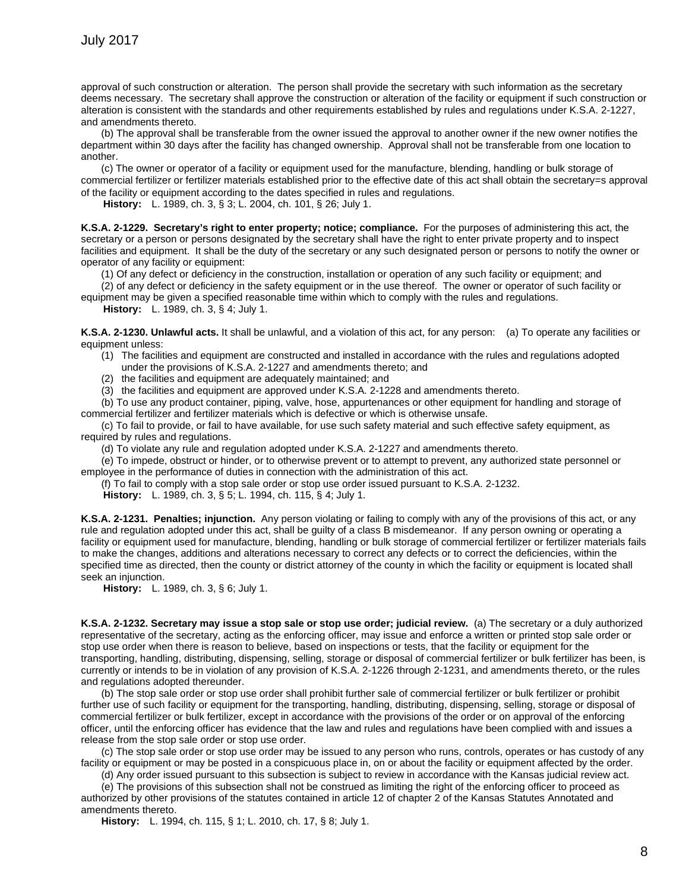approval of such construction or alteration. The person shall provide the secretary with such information as the secretary deems necessary. The secretary shall approve the construction or alteration of the facility or equipment if such construction or alteration is consistent with the standards and other requirements established by rules and regulations under K.S.A. 2-1227, and amendments thereto.

(b) The approval shall be transferable from the owner issued the approval to another owner if the new owner notifies the department within 30 days after the facility has changed ownership. Approval shall not be transferable from one location to another.

(c) The owner or operator of a facility or equipment used for the manufacture, blending, handling or bulk storage of commercial fertilizer or fertilizer materials established prior to the effective date of this act shall obtain the secretary=s approval of the facility or equipment according to the dates specified in rules and regulations.

**History:** L. 1989, ch. 3, § 3; L. 2004, ch. 101, § 26; July 1.

**K.S.A. 2-1229. Secretary's right to enter property; notice; compliance.** For the purposes of administering this act, the secretary or a person or persons designated by the secretary shall have the right to enter private property and to inspect facilities and equipment. It shall be the duty of the secretary or any such designated person or persons to notify the owner or operator of any facility or equipment:

(1) Of any defect or deficiency in the construction, installation or operation of any such facility or equipment; and

(2) of any defect or deficiency in the safety equipment or in the use thereof. The owner or operator of such facility or equipment may be given a specified reasonable time within which to comply with the rules and regulations.

**History:** L. 1989, ch. 3, § 4; July 1.

**K.S.A. 2-1230. Unlawful acts.** It shall be unlawful, and a violation of this act, for any person: (a) To operate any facilities or equipment unless:

1. The facilities and equipment are constructed and installed in accordance with the rules and regulations adopted under the provisions of K.S.A. 2-1227 and amendments thereto; and
2. the facilities and equipment are adequately maintained; and
3. the facilities and equipment are approved under K.S.A. 2-1228 and amendments thereto.

(b) To use any product container, piping, valve, hose, appurtenances or other equipment for handling and storage of commercial fertilizer and fertilizer materials which is defective or which is otherwise unsafe.

(c) To fail to provide, or fail to have available, for use such safety material and such effective safety equipment, as required by rules and regulations.

(d) To violate any rule and regulation adopted under K.S.A. 2-1227 and amendments thereto.

(e) To impede, obstruct or hinder, or to otherwise prevent or to attempt to prevent, any authorized state personnel or employee in the performance of duties in connection with the administration of this act.

(f) To fail to comply with a stop sale order or stop use order issued pursuant to K.S.A. 2-1232.

**History:** L. 1989, ch. 3, § 5; L. 1994, ch. 115, § 4; July 1.

**K.S.A. 2-1231. Penalties; injunction.** Any person violating or failing to comply with any of the provisions of this act, or any rule and regulation adopted under this act, shall be guilty of a class B misdemeanor. If any person owning or operating a facility or equipment used for manufacture, blending, handling or bulk storage of commercial fertilizer or fertilizer materials fails to make the changes, additions and alterations necessary to correct any defects or to correct the deficiencies, within the specified time as directed, then the county or district attorney of the county in which the facility or equipment is located shall seek an injunction.

**History:** L. 1989, ch. 3, § 6; July 1.

**K.S.A. 2-1232. Secretary may issue a stop sale or stop use order; judicial review.** (a) The secretary or a duly authorized representative of the secretary, acting as the enforcing officer, may issue and enforce a written or printed stop sale order or stop use order when there is reason to believe, based on inspections or tests, that the facility or equipment for the transporting, handling, distributing, dispensing, selling, storage or disposal of commercial fertilizer or bulk fertilizer has been, is currently or intends to be in violation of any provision of K.S.A. 2-1226 through 2-1231, and amendments thereto, or the rules and regulations adopted thereunder.

(b) The stop sale order or stop use order shall prohibit further sale of commercial fertilizer or bulk fertilizer or prohibit further use of such facility or equipment for the transporting, handling, distributing, dispensing, selling, storage or disposal of commercial fertilizer or bulk fertilizer, except in accordance with the provisions of the order or on approval of the enforcing officer, until the enforcing officer has evidence that the law and rules and regulations have been complied with and issues a release from the stop sale order or stop use order.

(c) The stop sale order or stop use order may be issued to any person who runs, controls, operates or has custody of any facility or equipment or may be posted in a conspicuous place in, on or about the facility or equipment affected by the order.

(d) Any order issued pursuant to this subsection is subject to review in accordance with the Kansas judicial review act.

(e) The provisions of this subsection shall not be construed as limiting the right of the enforcing officer to proceed as authorized by other provisions of the statutes contained in article 12 of chapter 2 of the Kansas Statutes Annotated and amendments thereto.

**History:** L. 1994, ch. 115, § 1; L. 2010, ch. 17, § 8; July 1.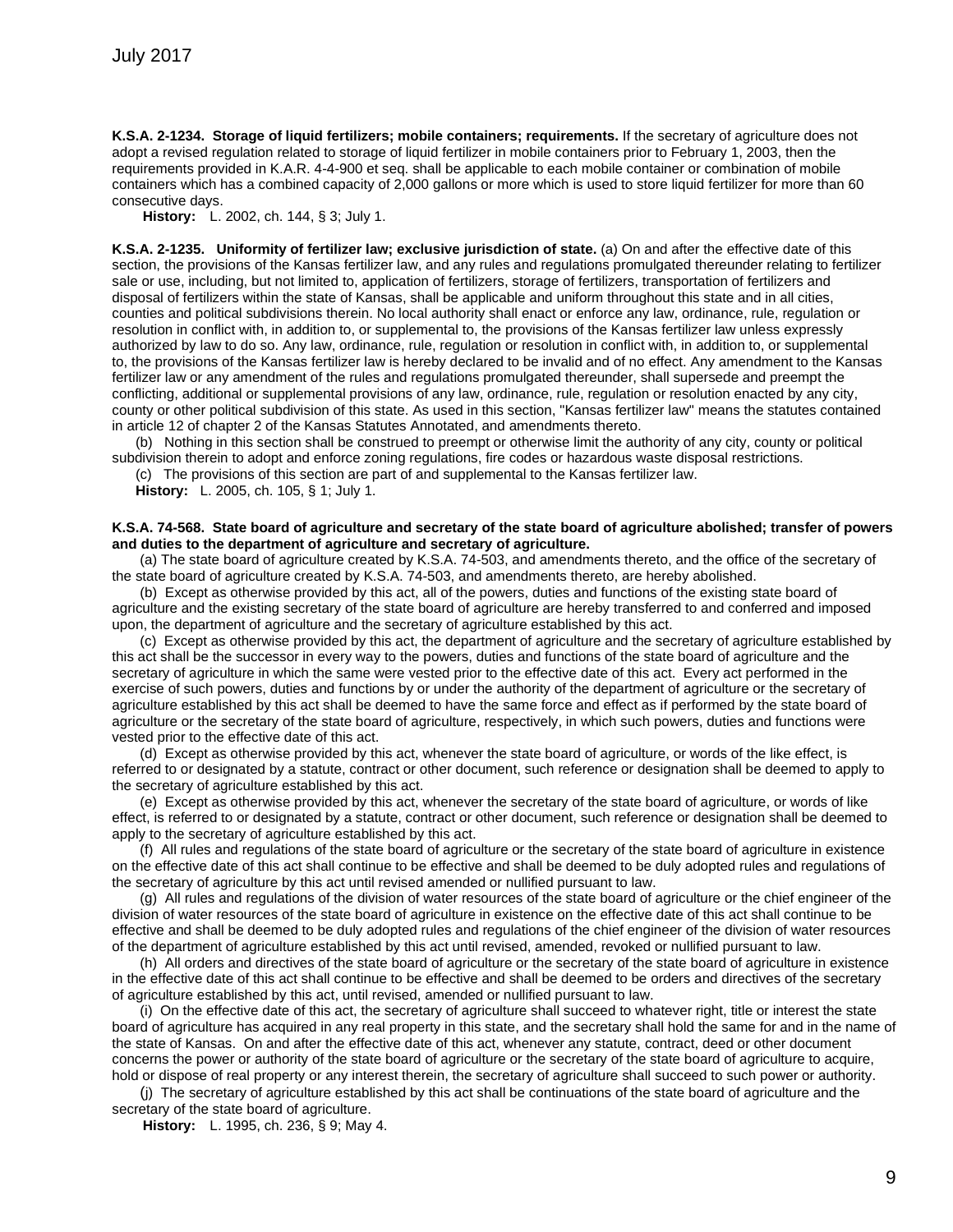**K.S.A. 2-1234. Storage of liquid fertilizers; mobile containers; requirements.** If the secretary of agriculture does not adopt a revised regulation related to storage of liquid fertilizer in mobile containers prior to February 1, 2003, then the requirements provided in K.A.R. 4-4-900 et seq. shall be applicable to each mobile container or combination of mobile containers which has a combined capacity of 2,000 gallons or more which is used to store liquid fertilizer for more than 60 consecutive days.

**History:** L. 2002, ch. 144, § 3; July 1.

**K.S.A. 2-1235. Uniformity of fertilizer law; exclusive jurisdiction of state.** (a) On and after the effective date of this section, the provisions of the Kansas fertilizer law, and any rules and regulations promulgated thereunder relating to fertilizer sale or use, including, but not limited to, application of fertilizers, storage of fertilizers, transportation of fertilizers and disposal of fertilizers within the state of Kansas, shall be applicable and uniform throughout this state and in all cities, counties and political subdivisions therein. No local authority shall enact or enforce any law, ordinance, rule, regulation or resolution in conflict with, in addition to, or supplemental to, the provisions of the Kansas fertilizer law unless expressly authorized by law to do so. Any law, ordinance, rule, regulation or resolution in conflict with, in addition to, or supplemental to, the provisions of the Kansas fertilizer law is hereby declared to be invalid and of no effect. Any amendment to the Kansas fertilizer law or any amendment of the rules and regulations promulgated thereunder, shall supersede and preempt the conflicting, additional or supplemental provisions of any law, ordinance, rule, regulation or resolution enacted by any city, county or other political subdivision of this state. As used in this section, "Kansas fertilizer law" means the statutes contained in article 12 of chapter 2 of the Kansas Statutes Annotated, and amendments thereto.

(b) Nothing in this section shall be construed to preempt or otherwise limit the authority of any city, county or political subdivision therein to adopt and enforce zoning regulations, fire codes or hazardous waste disposal restrictions.

(c) The provisions of this section are part of and supplemental to the Kansas fertilizer law.

**History:** L. 2005, ch. 105, § 1; July 1.

**K.S.A. 74-568. State board of agriculture and secretary of the state board of agriculture abolished; transfer of powers and duties to the department of agriculture and secretary of agriculture.**

(a) The state board of agriculture created by K.S.A. 74-503, and amendments thereto, and the office of the secretary of the state board of agriculture created by K.S.A. 74-503, and amendments thereto, are hereby abolished.

(b) Except as otherwise provided by this act, all of the powers, duties and functions of the existing state board of agriculture and the existing secretary of the state board of agriculture are hereby transferred to and conferred and imposed upon, the department of agriculture and the secretary of agriculture established by this act.

(c) Except as otherwise provided by this act, the department of agriculture and the secretary of agriculture established by this act shall be the successor in every way to the powers, duties and functions of the state board of agriculture and the secretary of agriculture in which the same were vested prior to the effective date of this act. Every act performed in the exercise of such powers, duties and functions by or under the authority of the department of agriculture or the secretary of agriculture established by this act shall be deemed to have the same force and effect as if performed by the state board of agriculture or the secretary of the state board of agriculture, respectively, in which such powers, duties and functions were vested prior to the effective date of this act.

(d) Except as otherwise provided by this act, whenever the state board of agriculture, or words of the like effect, is referred to or designated by a statute, contract or other document, such reference or designation shall be deemed to apply to the secretary of agriculture established by this act.

(e) Except as otherwise provided by this act, whenever the secretary of the state board of agriculture, or words of like effect, is referred to or designated by a statute, contract or other document, such reference or designation shall be deemed to apply to the secretary of agriculture established by this act.

(f) All rules and regulations of the state board of agriculture or the secretary of the state board of agriculture in existence on the effective date of this act shall continue to be effective and shall be deemed to be duly adopted rules and regulations of the secretary of agriculture by this act until revised amended or nullified pursuant to law.

(g) All rules and regulations of the division of water resources of the state board of agriculture or the chief engineer of the division of water resources of the state board of agriculture in existence on the effective date of this act shall continue to be effective and shall be deemed to be duly adopted rules and regulations of the chief engineer of the division of water resources of the department of agriculture established by this act until revised, amended, revoked or nullified pursuant to law.

(h) All orders and directives of the state board of agriculture or the secretary of the state board of agriculture in existence in the effective date of this act shall continue to be effective and shall be deemed to be orders and directives of the secretary of agriculture established by this act, until revised, amended or nullified pursuant to law.

(i) On the effective date of this act, the secretary of agriculture shall succeed to whatever right, title or interest the state board of agriculture has acquired in any real property in this state, and the secretary shall hold the same for and in the name of the state of Kansas. On and after the effective date of this act, whenever any statute, contract, deed or other document concerns the power or authority of the state board of agriculture or the secretary of the state board of agriculture to acquire, hold or dispose of real property or any interest therein, the secretary of agriculture shall succeed to such power or authority.

(j) The secretary of agriculture established by this act shall be continuations of the state board of agriculture and the secretary of the state board of agriculture.

**History:** L. 1995, ch. 236, § 9; May 4.